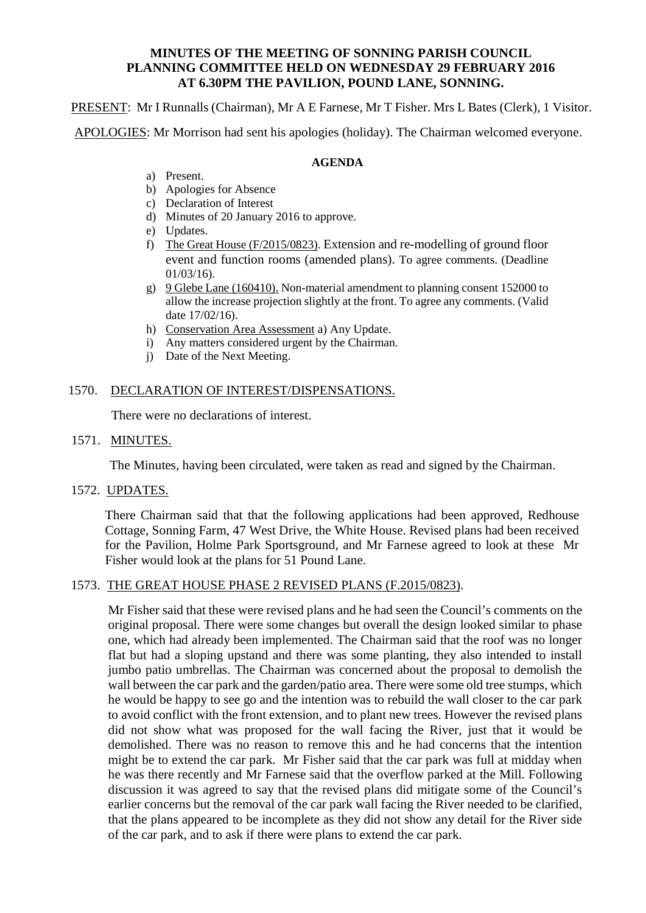# MINUTES OF THE MEETING OF SONNING PARISH COUNCIL PLANNING COMMITTEE HELD ON WEDNESDAY 29 FEBRUARY 2016 AT 6.30PM THE PAVILION, POUND LANE, SONNING.

PRESENT: Mr I Runnalls (Chairman), Mr A E Farnese, Mr T Fisher. Mrs L Bates (Clerk), 1 Visitor.

APOLOGIES: Mr Morrison had sent his apologies (holiday). The Chairman welcomed everyone.

**AGENDA**

a) Present.
b) Apologies for Absence
c) Declaration of Interest
d) Minutes of 20 January 2016 to approve.
e) Updates.
f) The Great House (F/2015/0823). Extension and re-modelling of ground floor event and function rooms (amended plans). To agree comments. (Deadline 01/03/16).
g) 9 Glebe Lane (160410). Non-material amendment to planning consent 152000 to allow the increase projection slightly at the front. To agree any comments. (Valid date 17/02/16).
h) Conservation Area Assessment a) Any Update.
i) Any matters considered urgent by the Chairman.
j) Date of the Next Meeting.

1570. DECLARATION OF INTEREST/DISPENSATIONS.

There were no declarations of interest.

1571. MINUTES.

The Minutes, having been circulated, were taken as read and signed by the Chairman.

1572. UPDATES.

There Chairman said that that the following applications had been approved, Redhouse Cottage, Sonning Farm, 47 West Drive, the White House. Revised plans had been received for the Pavilion, Holme Park Sportsground, and Mr Farnese agreed to look at these Mr Fisher would look at the plans for 51 Pound Lane.

1573. THE GREAT HOUSE PHASE 2 REVISED PLANS (F.2015/0823).

Mr Fisher said that these were revised plans and he had seen the Council's comments on the original proposal. There were some changes but overall the design looked similar to phase one, which had already been implemented. The Chairman said that the roof was no longer flat but had a sloping upstand and there was some planting, they also intended to install jumbo patio umbrellas. The Chairman was concerned about the proposal to demolish the wall between the car park and the garden/patio area. There were some old tree stumps, which he would be happy to see go and the intention was to rebuild the wall closer to the car park to avoid conflict with the front extension, and to plant new trees. However the revised plans did not show what was proposed for the wall facing the River, just that it would be demolished. There was no reason to remove this and he had concerns that the intention might be to extend the car park. Mr Fisher said that the car park was full at midday when he was there recently and Mr Farnese said that the overflow parked at the Mill. Following discussion it was agreed to say that the revised plans did mitigate some of the Council's earlier concerns but the removal of the car park wall facing the River needed to be clarified, that the plans appeared to be incomplete as they did not show any detail for the River side of the car park, and to ask if there were plans to extend the car park.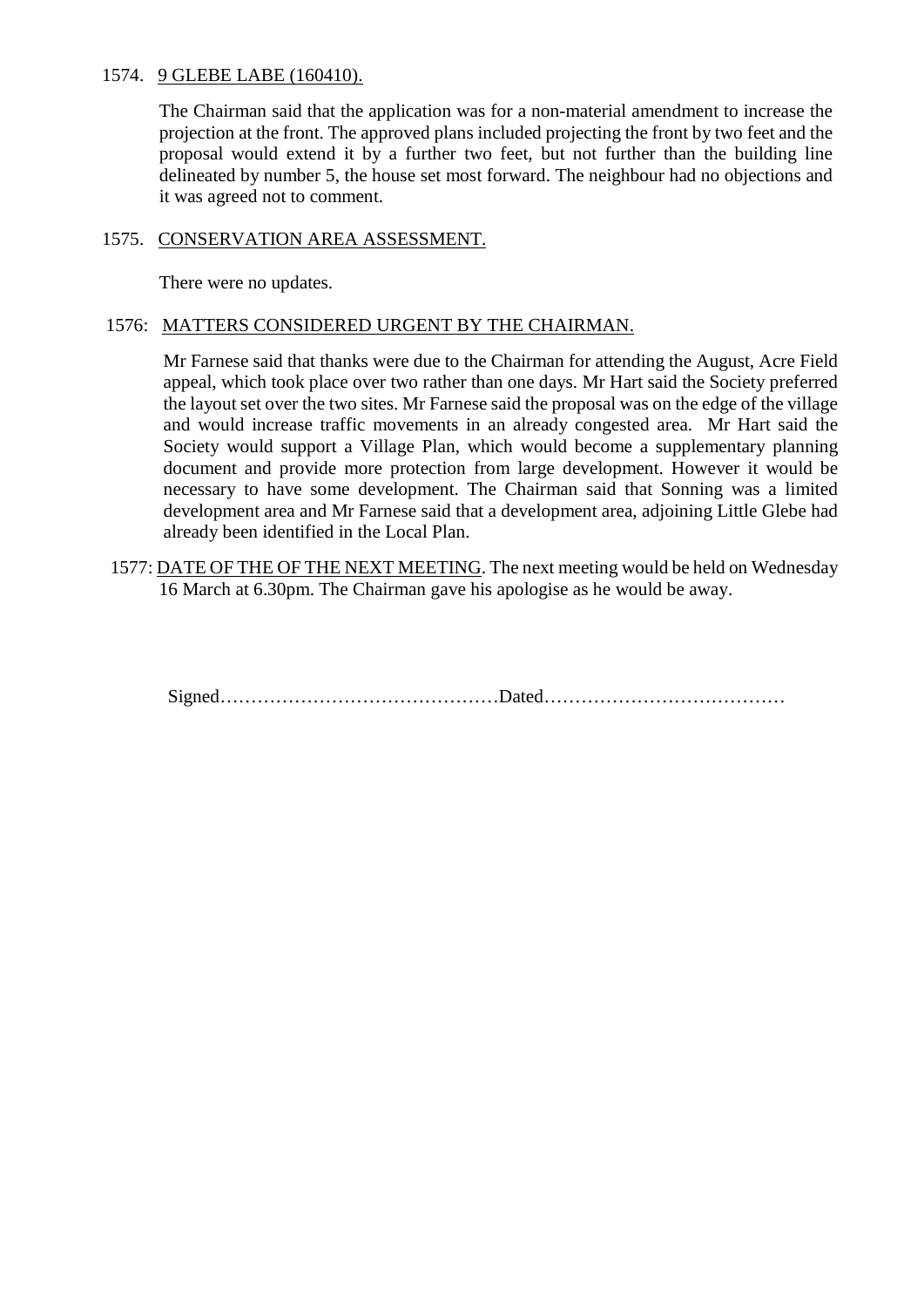1574. <u>9 GLEBE LABE (160410).</u>

The Chairman said that the application was for a non-material amendment to increase the projection at the front. The approved plans included projecting the front by two feet and the proposal would extend it by a further two feet, but not further than the building line delineated by number 5, the house set most forward. The neighbour had no objections and it was agreed not to comment.

1575. <u>CONSERVATION AREA ASSESSMENT.</u>

There were no updates.

1576: <u>MATTERS CONSIDERED URGENT BY THE CHAIRMAN.</u>

Mr Farnese said that thanks were due to the Chairman for attending the August, Acre Field appeal, which took place over two rather than one days. Mr Hart said the Society preferred the layout set over the two sites. Mr Farnese said the proposal was on the edge of the village and would increase traffic movements in an already congested area. Mr Hart said the Society would support a Village Plan, which would become a supplementary planning document and provide more protection from large development. However it would be necessary to have some development. The Chairman said that Sonning was a limited development area and Mr Farnese said that a development area, adjoining Little Glebe had already been identified in the Local Plan.

1577: <u>DATE OF THE OF THE NEXT MEETING</u>. The next meeting would be held on Wednesday 16 March at 6.30pm. The Chairman gave his apologise as he would be away.

Signed………………………………………Dated…………………………………